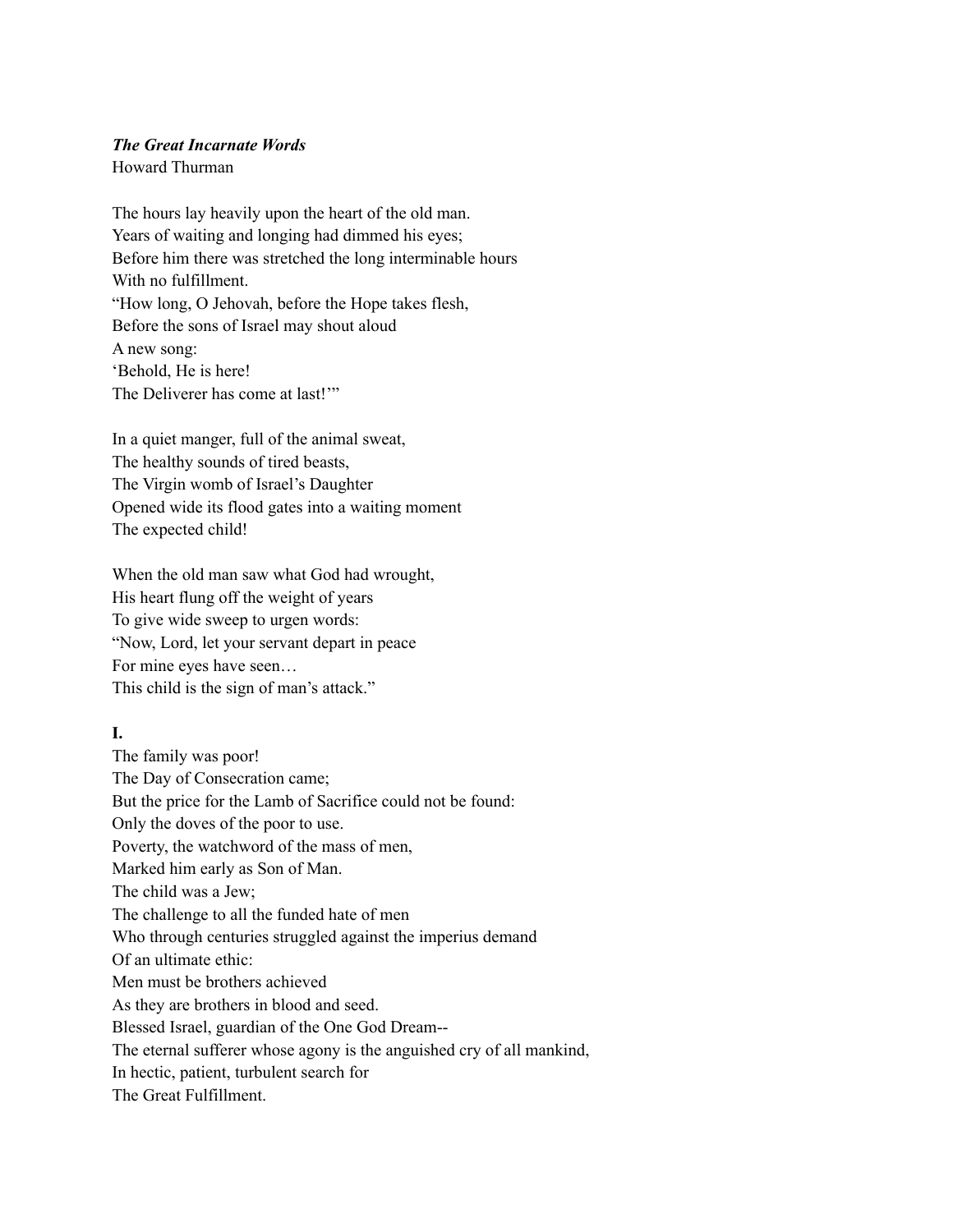***The Great Incarnate Words***

Howard Thurman

The hours lay heavily upon the heart of the old man.
Years of waiting and longing had dimmed his eyes;
Before him there was stretched the long interminable hours
With no fulfillment.
"How long, O Jehovah, before the Hope takes flesh,
Before the sons of Israel may shout aloud
A new song:
'Behold, He is here!
The Deliverer has come at last!'"

In a quiet manger, full of the animal sweat,
The healthy sounds of tired beasts,
The Virgin womb of Israel's Daughter
Opened wide its flood gates into a waiting moment
The expected child!

When the old man saw what God had wrought,
His heart flung off the weight of years
To give wide sweep to urgen words:
"Now, Lord, let your servant depart in peace
For mine eyes have seen…
This child is the sign of man's attack."

**I.**

The family was poor!
The Day of Consecration came;
But the price for the Lamb of Sacrifice could not be found:
Only the doves of the poor to use.
Poverty, the watchword of the mass of men,
Marked him early as Son of Man.
The child was a Jew;
The challenge to all the funded hate of men
Who through centuries struggled against the imperius demand
Of an ultimate ethic:
Men must be brothers achieved
As they are brothers in blood and seed.
Blessed Israel, guardian of the One God Dream--
The eternal sufferer whose agony is the anguished cry of all mankind,
In hectic, patient, turbulent search for
The Great Fulfillment.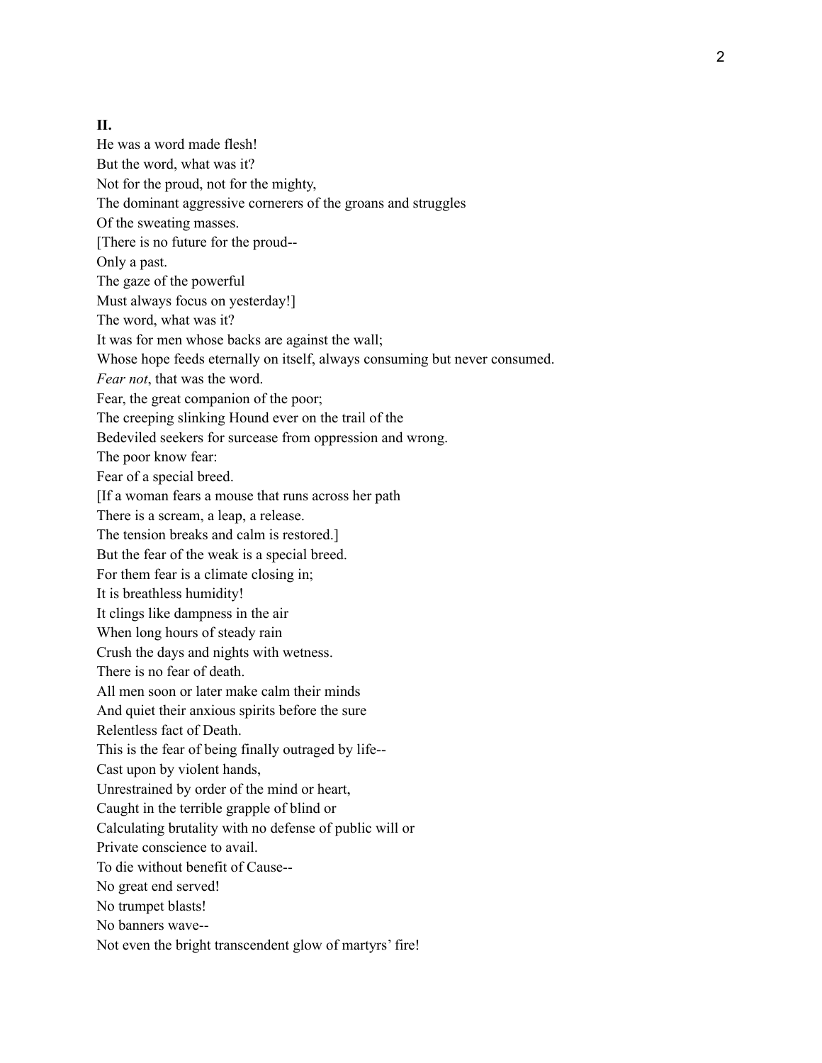**II.**

He was a word made flesh!  
But the word, what was it?  
Not for the proud, not for the mighty,  
The dominant aggressive cornerers of the groans and struggles  
Of the sweating masses.  
[There is no future for the proud--  
Only a past.  
The gaze of the powerful  
Must always focus on yesterday!]  
The word, what was it?  
It was for men whose backs are against the wall;  
Whose hope feeds eternally on itself, always consuming but never consumed.  
*Fear not*, that was the word.  
Fear, the great companion of the poor;  
The creeping slinking Hound ever on the trail of the  
Bedeviled seekers for surcease from oppression and wrong.  
The poor know fear:  
Fear of a special breed.  
[If a woman fears a mouse that runs across her path  
There is a scream, a leap, a release.  
The tension breaks and calm is restored.]  
But the fear of the weak is a special breed.  
For them fear is a climate closing in;  
It is breathless humidity!  
It clings like dampness in the air  
When long hours of steady rain  
Crush the days and nights with wetness.  
There is no fear of death.  
All men soon or later make calm their minds  
And quiet their anxious spirits before the sure  
Relentless fact of Death.  
This is the fear of being finally outraged by life--  
Cast upon by violent hands,  
Unrestrained by order of the mind or heart,  
Caught in the terrible grapple of blind or  
Calculating brutality with no defense of public will or  
Private conscience to avail.  
To die without benefit of Cause--  
No great end served!  
No trumpet blasts!  
No banners wave--  
Not even the bright transcendent glow of martyrs' fire!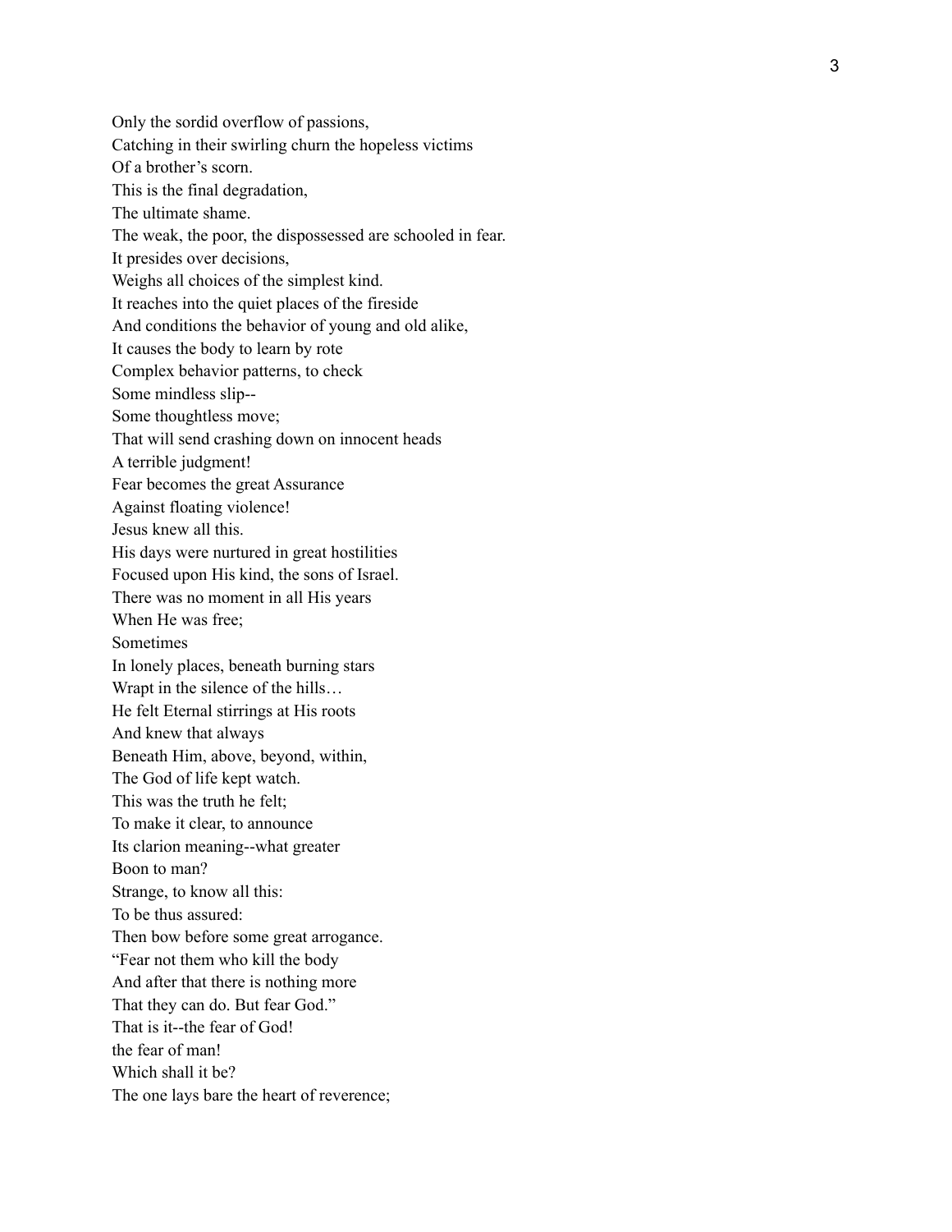Only the sordid overflow of passions,  
Catching in their swirling churn the hopeless victims  
Of a brother's scorn.  
This is the final degradation,  
The ultimate shame.  
The weak, the poor, the dispossessed are schooled in fear.  
It presides over decisions,  
Weighs all choices of the simplest kind.  
It reaches into the quiet places of the fireside  
And conditions the behavior of young and old alike,  
It causes the body to learn by rote  
Complex behavior patterns, to check  
Some mindless slip--  
Some thoughtless move;  
That will send crashing down on innocent heads  
A terrible judgment!  
Fear becomes the great Assurance  
Against floating violence!  
Jesus knew all this.  
His days were nurtured in great hostilities  
Focused upon His kind, the sons of Israel.  
There was no moment in all His years  
When He was free;  
Sometimes  
In lonely places, beneath burning stars  
Wrapt in the silence of the hills…  
He felt Eternal stirrings at His roots  
And knew that always  
Beneath Him, above, beyond, within,  
The God of life kept watch.  
This was the truth he felt;  
To make it clear, to announce  
Its clarion meaning--what greater  
Boon to man?  
Strange, to know all this:  
To be thus assured:  
Then bow before some great arrogance.  
"Fear not them who kill the body  
And after that there is nothing more  
That they can do. But fear God."  
That is it--the fear of God!  
the fear of man!  
Which shall it be?  
The one lays bare the heart of reverence;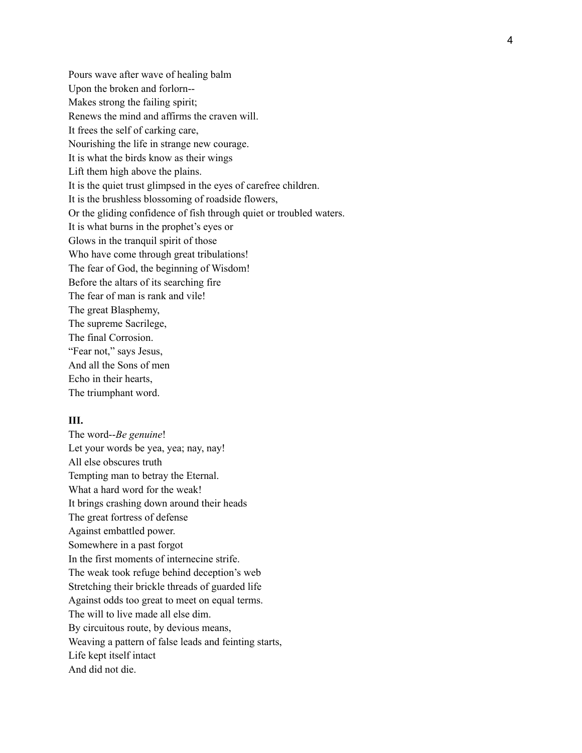Pours wave after wave of healing balm  
Upon the broken and forlorn--  
Makes strong the failing spirit;  
Renews the mind and affirms the craven will.  
It frees the self of carking care,  
Nourishing the life in strange new courage.  
It is what the birds know as their wings  
Lift them high above the plains.  
It is the quiet trust glimpsed in the eyes of carefree children.  
It is the brushless blossoming of roadside flowers,  
Or the gliding confidence of fish through quiet or troubled waters.  
It is what burns in the prophet's eyes or  
Glows in the tranquil spirit of those  
Who have come through great tribulations!  
The fear of God, the beginning of Wisdom!  
Before the altars of its searching fire  
The fear of man is rank and vile!  
The great Blasphemy,  
The supreme Sacrilege,  
The final Corrosion.  
"Fear not," says Jesus,  
And all the Sons of men  
Echo in their hearts,  
The triumphant word.

**III.**

The word--*Be genuine*!  
Let your words be yea, yea; nay, nay!  
All else obscures truth  
Tempting man to betray the Eternal.  
What a hard word for the weak!  
It brings crashing down around their heads  
The great fortress of defense  
Against embattled power.  
Somewhere in a past forgot  
In the first moments of internecine strife.  
The weak took refuge behind deception's web  
Stretching their brickle threads of guarded life  
Against odds too great to meet on equal terms.  
The will to live made all else dim.  
By circuitous route, by devious means,  
Weaving a pattern of false leads and feinting starts,  
Life kept itself intact  
And did not die.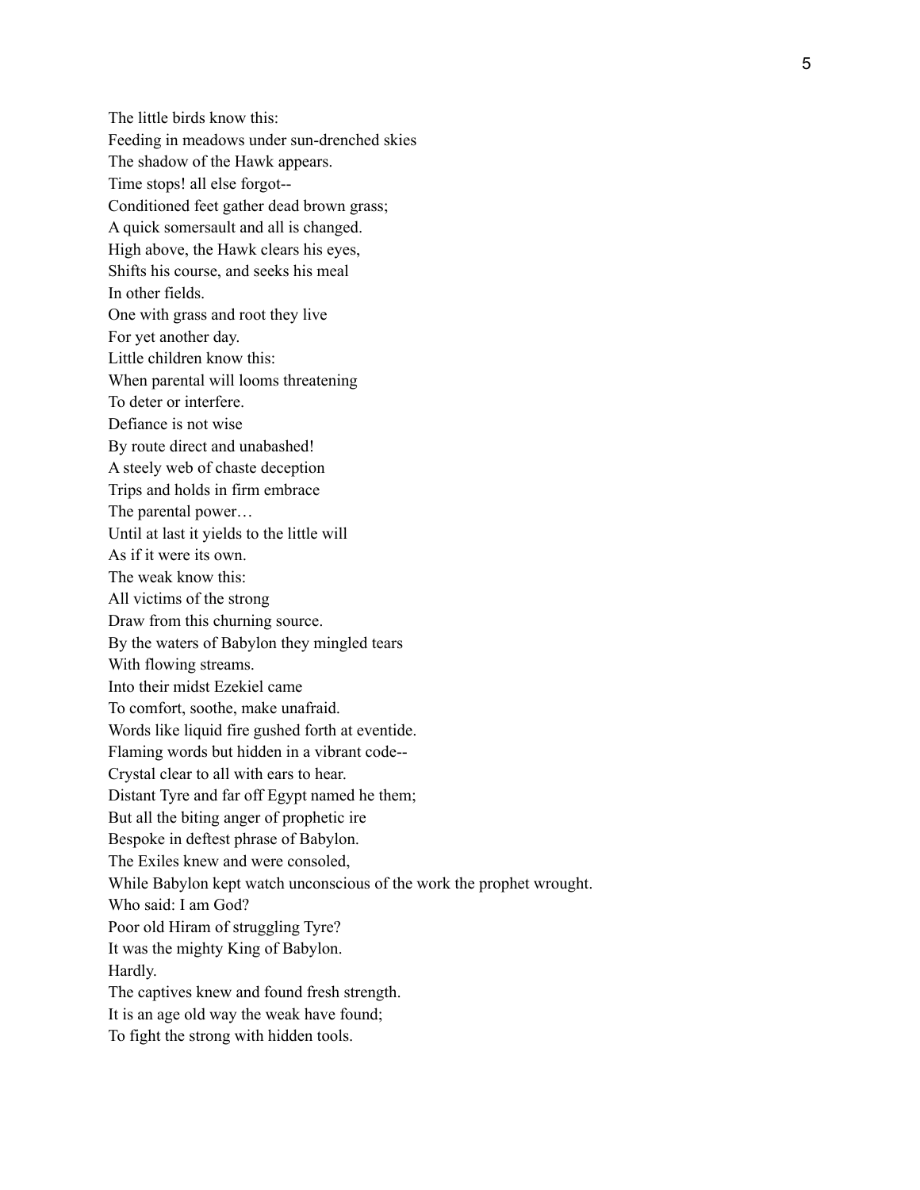The little birds know this:  
Feeding in meadows under sun-drenched skies  
The shadow of the Hawk appears.  
Time stops! all else forgot--  
Conditioned feet gather dead brown grass;  
A quick somersault and all is changed.  
High above, the Hawk clears his eyes,  
Shifts his course, and seeks his meal  
In other fields.  
One with grass and root they live  
For yet another day.  
Little children know this:  
When parental will looms threatening  
To deter or interfere.  
Defiance is not wise  
By route direct and unabashed!  
A steely web of chaste deception  
Trips and holds in firm embrace  
The parental power…  
Until at last it yields to the little will  
As if it were its own.  
The weak know this:  
All victims of the strong  
Draw from this churning source.  
By the waters of Babylon they mingled tears  
With flowing streams.  
Into their midst Ezekiel came  
To comfort, soothe, make unafraid.  
Words like liquid fire gushed forth at eventide.  
Flaming words but hidden in a vibrant code--  
Crystal clear to all with ears to hear.  
Distant Tyre and far off Egypt named he them;  
But all the biting anger of prophetic ire  
Bespoke in deftest phrase of Babylon.  
The Exiles knew and were consoled,  
While Babylon kept watch unconscious of the work the prophet wrought.  
Who said: I am God?  
Poor old Hiram of struggling Tyre?  
It was the mighty King of Babylon.  
Hardly.  
The captives knew and found fresh strength.  
It is an age old way the weak have found;  
To fight the strong with hidden tools.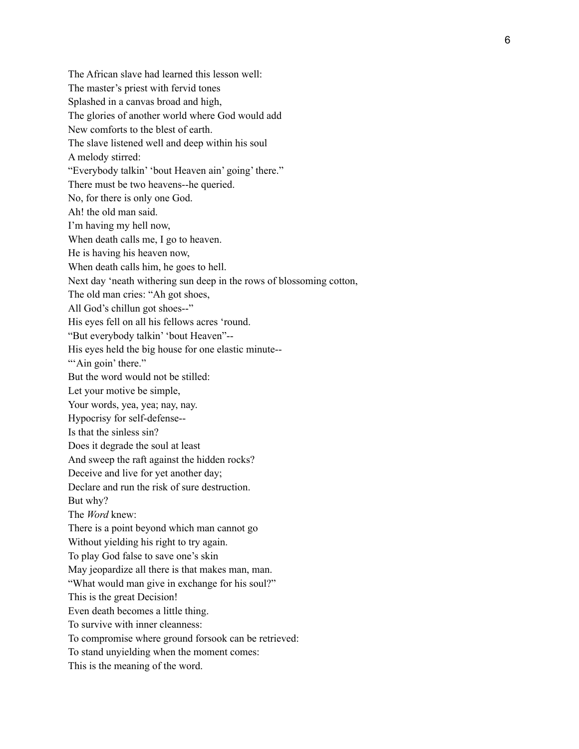The African slave had learned this lesson well:  
The master's priest with fervid tones  
Splashed in a canvas broad and high,  
The glories of another world where God would add  
New comforts to the blest of earth.  
The slave listened well and deep within his soul  
A melody stirred:  
"Everybody talkin' 'bout Heaven ain' going' there."  
There must be two heavens--he queried.  
No, for there is only one God.  
Ah! the old man said.  
I'm having my hell now,  
When death calls me, I go to heaven.  
He is having his heaven now,  
When death calls him, he goes to hell.  
Next day 'neath withering sun deep in the rows of blossoming cotton,  
The old man cries: "Ah got shoes,  
All God's chillun got shoes--"  
His eyes fell on all his fellows acres 'round.  
"But everybody talkin' 'bout Heaven"--  
His eyes held the big house for one elastic minute--  
"'Ain goin' there."  
But the word would not be stilled:  
Let your motive be simple,  
Your words, yea, yea; nay, nay.  
Hypocrisy for self-defense--  
Is that the sinless sin?  
Does it degrade the soul at least  
And sweep the raft against the hidden rocks?  
Deceive and live for yet another day;  
Declare and run the risk of sure destruction.  
But why?  
The *Word* knew:  
There is a point beyond which man cannot go  
Without yielding his right to try again.  
To play God false to save one's skin  
May jeopardize all there is that makes man, man.  
"What would man give in exchange for his soul?"  
This is the great Decision!  
Even death becomes a little thing.  
To survive with inner cleanness:  
To compromise where ground forsook can be retrieved:  
To stand unyielding when the moment comes:  
This is the meaning of the word.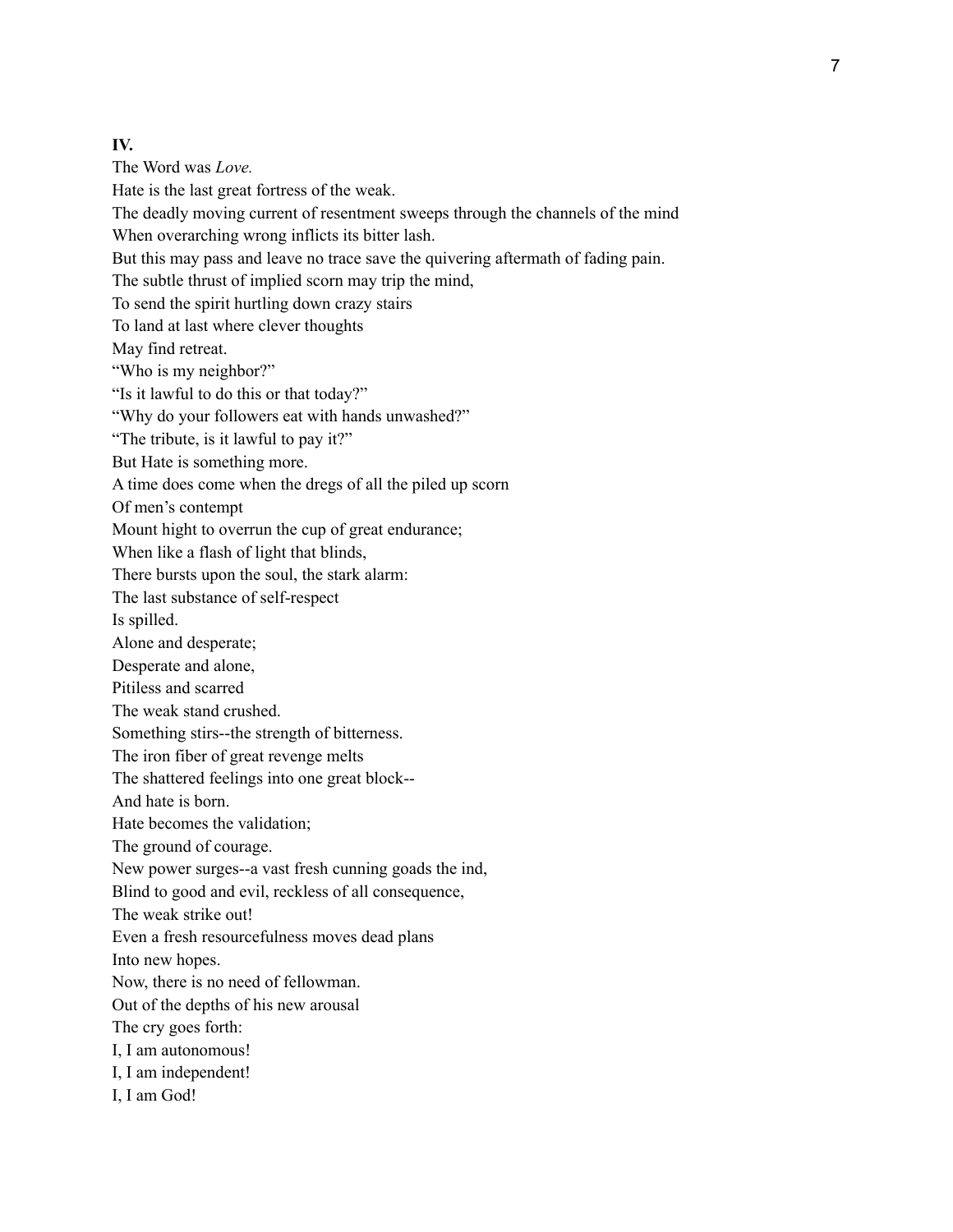**IV.**

The Word was *Love.*

Hate is the last great fortress of the weak.

The deadly moving current of resentment sweeps through the channels of the mind

When overarching wrong inflicts its bitter lash.

But this may pass and leave no trace save the quivering aftermath of fading pain.

The subtle thrust of implied scorn may trip the mind,

To send the spirit hurtling down crazy stairs

To land at last where clever thoughts

May find retreat.

"Who is my neighbor?"

"Is it lawful to do this or that today?"

"Why do your followers eat with hands unwashed?"

"The tribute, is it lawful to pay it?"

But Hate is something more.

A time does come when the dregs of all the piled up scorn

Of men's contempt

Mount hight to overrun the cup of great endurance;

When like a flash of light that blinds,

There bursts upon the soul, the stark alarm:

The last substance of self-respect

Is spilled.

Alone and desperate;

Desperate and alone,

Pitiless and scarred

The weak stand crushed.

Something stirs--the strength of bitterness.

The iron fiber of great revenge melts

The shattered feelings into one great block--

And hate is born.

Hate becomes the validation;

The ground of courage.

New power surges--a vast fresh cunning goads the ind,

Blind to good and evil, reckless of all consequence,

The weak strike out!

Even a fresh resourcefulness moves dead plans

Into new hopes.

Now, there is no need of fellowman.

Out of the depths of his new arousal

The cry goes forth:

I, I am autonomous!

I, I am independent!

I, I am God!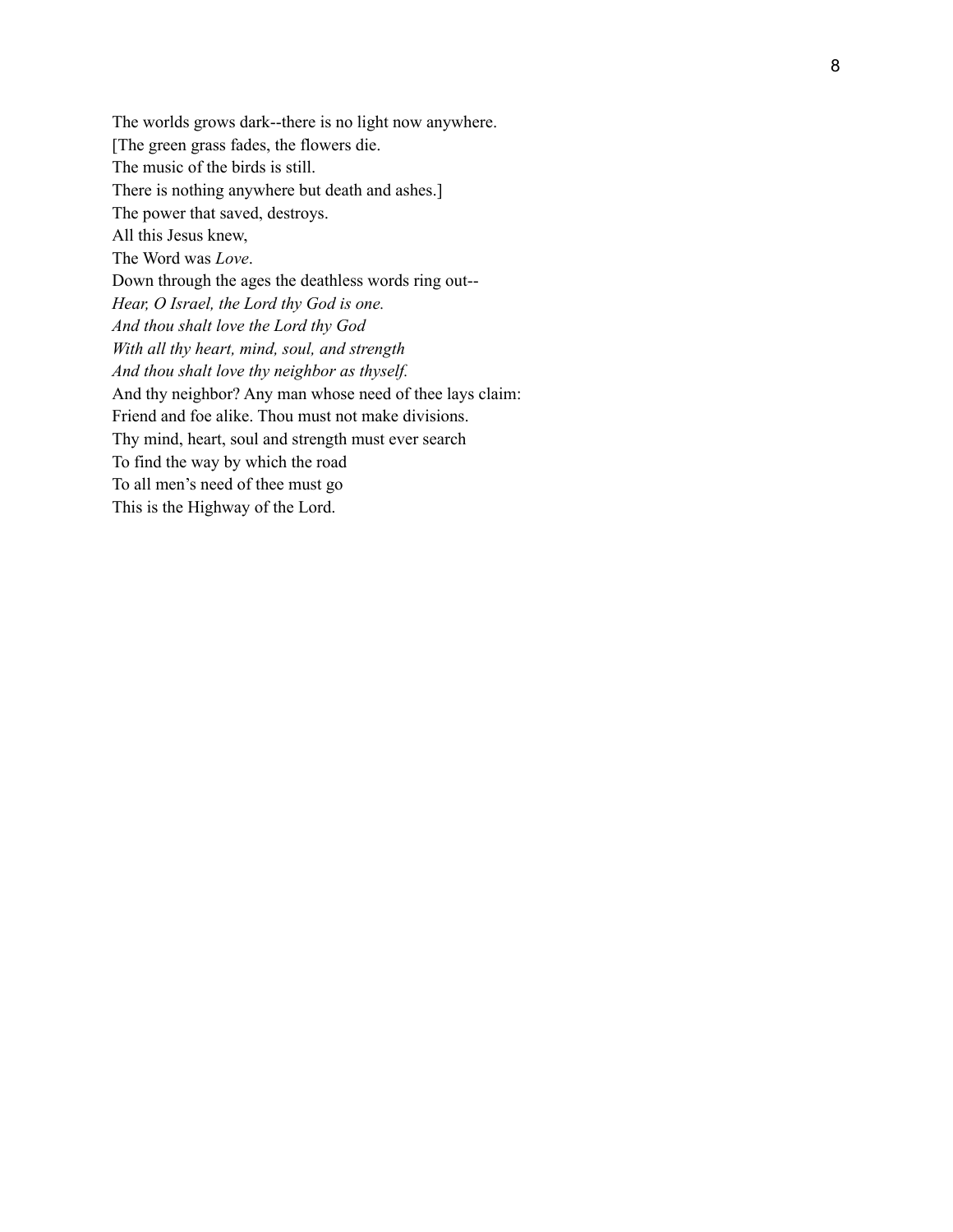The worlds grows dark--there is no light now anywhere.  
[The green grass fades, the flowers die.  
The music of the birds is still.  
There is nothing anywhere but death and ashes.]  
The power that saved, destroys.  
All this Jesus knew,  
The Word was *Love*.  
Down through the ages the deathless words ring out--  
*Hear, O Israel, the Lord thy God is one.*  
*And thou shalt love the Lord thy God*  
*With all thy heart, mind, soul, and strength*  
*And thou shalt love thy neighbor as thyself.*  
And thy neighbor? Any man whose need of thee lays claim:  
Friend and foe alike. Thou must not make divisions.  
Thy mind, heart, soul and strength must ever search  
To find the way by which the road  
To all men's need of thee must go  
This is the Highway of the Lord.